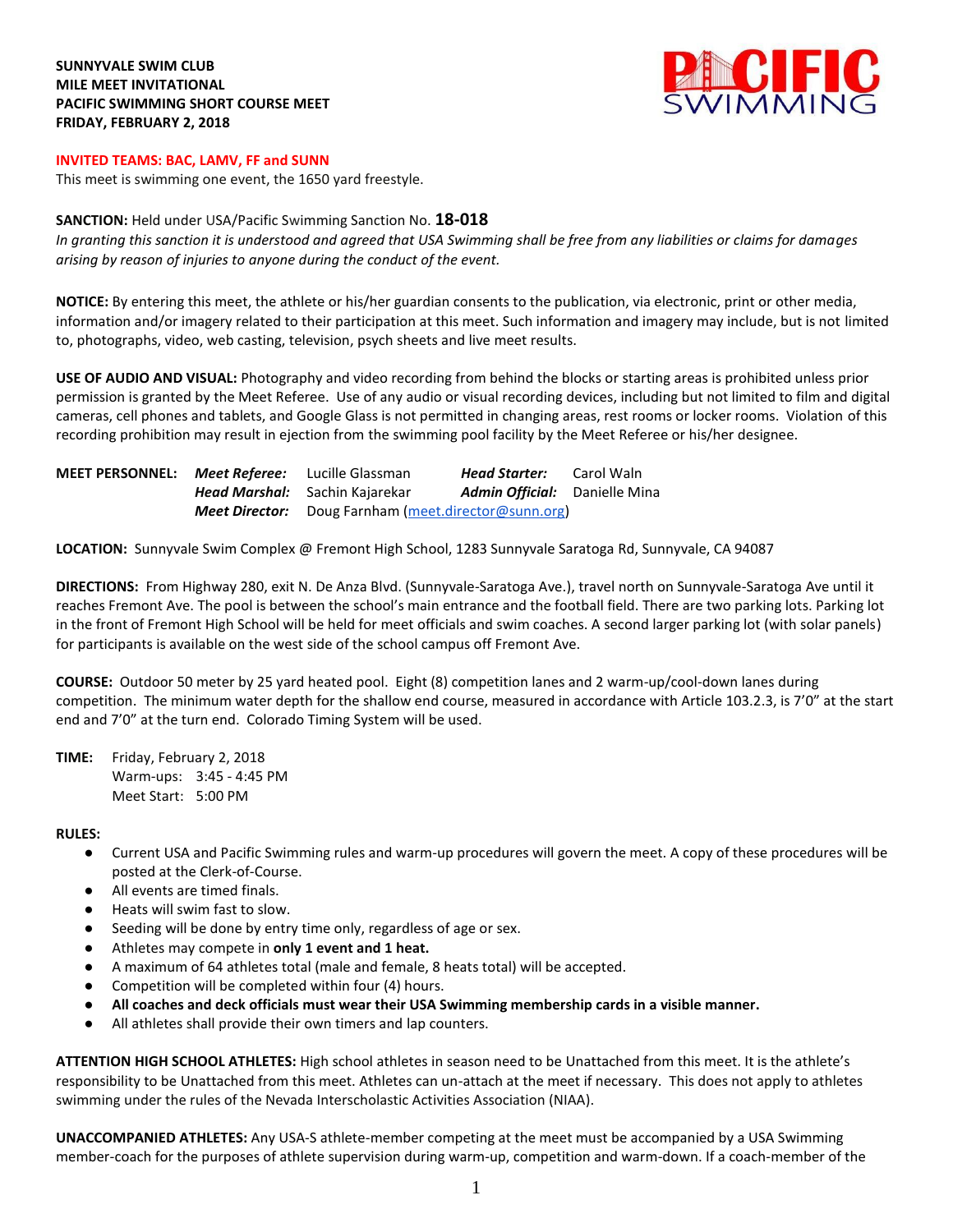**SUNNYVALE SWIM CLUB**
**MILE MEET INVITATIONAL**
**PACIFIC SWIMMING SHORT COURSE MEET**
**FRIDAY, FEBRUARY 2, 2018**

**INVITED TEAMS: BAC, LAMV, FF and SUNN**

This meet is swimming one event, the 1650 yard freestyle.

**SANCTION:** Held under USA/Pacific Swimming Sanction No. **18-018**
*In granting this sanction it is understood and agreed that USA Swimming shall be free from any liabilities or claims for damages arising by reason of injuries to anyone during the conduct of the event.*

**NOTICE:** By entering this meet, the athlete or his/her guardian consents to the publication, via electronic, print or other media, information and/or imagery related to their participation at this meet. Such information and imagery may include, but is not limited to, photographs, video, web casting, television, psych sheets and live meet results.

**USE OF AUDIO AND VISUAL:** Photography and video recording from behind the blocks or starting areas is prohibited unless prior permission is granted by the Meet Referee. Use of any audio or visual recording devices, including but not limited to film and digital cameras, cell phones and tablets, and Google Glass is not permitted in changing areas, rest rooms or locker rooms. Violation of this recording prohibition may result in ejection from the swimming pool facility by the Meet Referee or his/her designee.

**MEET PERSONNEL:**

| | | | |
|---|---|---|---|
| ***Meet Referee:*** | Lucille Glassman | ***Head Starter:*** | Carol Waln |
| ***Head Marshal:*** | Sachin Kajarekar | ***Admin Official:*** | Danielle Mina |
| ***Meet Director:*** | Doug Farnham (meet.director@sunn.org) | | |

**LOCATION:** Sunnyvale Swim Complex @ Fremont High School, 1283 Sunnyvale Saratoga Rd, Sunnyvale, CA 94087

**DIRECTIONS:** From Highway 280, exit N. De Anza Blvd. (Sunnyvale-Saratoga Ave.), travel north on Sunnyvale-Saratoga Ave until it reaches Fremont Ave. The pool is between the school's main entrance and the football field. There are two parking lots. Parking lot in the front of Fremont High School will be held for meet officials and swim coaches. A second larger parking lot (with solar panels) for participants is available on the west side of the school campus off Fremont Ave.

**COURSE:** Outdoor 50 meter by 25 yard heated pool. Eight (8) competition lanes and 2 warm-up/cool-down lanes during competition. The minimum water depth for the shallow end course, measured in accordance with Article 103.2.3, is 7'0" at the start end and 7'0" at the turn end. Colorado Timing System will be used.

**TIME:** Friday, February 2, 2018
Warm-ups: 3:45 - 4:45 PM
Meet Start: 5:00 PM

**RULES:**

- Current USA and Pacific Swimming rules and warm-up procedures will govern the meet. A copy of these procedures will be posted at the Clerk-of-Course.
- All events are timed finals.
- Heats will swim fast to slow.
- Seeding will be done by entry time only, regardless of age or sex.
- Athletes may compete in **only 1 event and 1 heat.**
- A maximum of 64 athletes total (male and female, 8 heats total) will be accepted.
- Competition will be completed within four (4) hours.
- **All coaches and deck officials must wear their USA Swimming membership cards in a visible manner.**
- All athletes shall provide their own timers and lap counters.

**ATTENTION HIGH SCHOOL ATHLETES:** High school athletes in season need to be Unattached from this meet. It is the athlete's responsibility to be Unattached from this meet. Athletes can un-attach at the meet if necessary. This does not apply to athletes swimming under the rules of the Nevada Interscholastic Activities Association (NIAA).

**UNACCOMPANIED ATHLETES:** Any USA-S athlete-member competing at the meet must be accompanied by a USA Swimming member-coach for the purposes of athlete supervision during warm-up, competition and warm-down. If a coach-member of the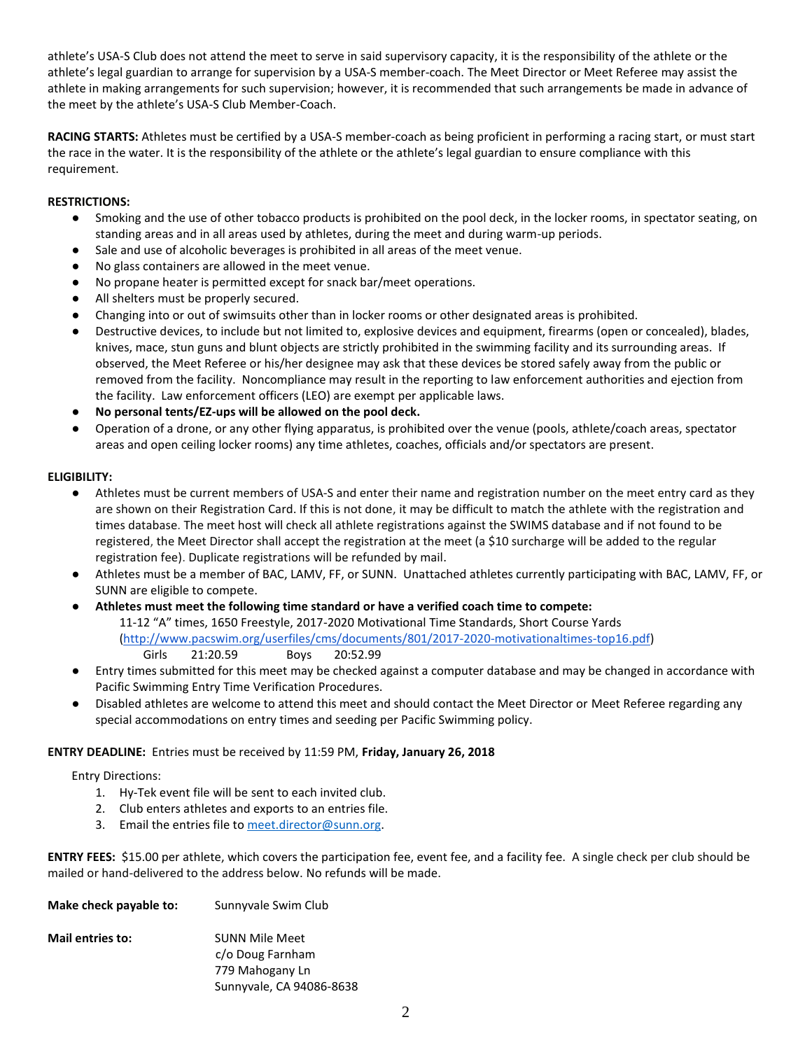athlete's USA-S Club does not attend the meet to serve in said supervisory capacity, it is the responsibility of the athlete or the athlete's legal guardian to arrange for supervision by a USA-S member-coach. The Meet Director or Meet Referee may assist the athlete in making arrangements for such supervision; however, it is recommended that such arrangements be made in advance of the meet by the athlete's USA-S Club Member-Coach.

**RACING STARTS:** Athletes must be certified by a USA-S member-coach as being proficient in performing a racing start, or must start the race in the water. It is the responsibility of the athlete or the athlete's legal guardian to ensure compliance with this requirement.

**RESTRICTIONS:**

- Smoking and the use of other tobacco products is prohibited on the pool deck, in the locker rooms, in spectator seating, on standing areas and in all areas used by athletes, during the meet and during warm-up periods.
- Sale and use of alcoholic beverages is prohibited in all areas of the meet venue.
- No glass containers are allowed in the meet venue.
- No propane heater is permitted except for snack bar/meet operations.
- All shelters must be properly secured.
- Changing into or out of swimsuits other than in locker rooms or other designated areas is prohibited.
- Destructive devices, to include but not limited to, explosive devices and equipment, firearms (open or concealed), blades, knives, mace, stun guns and blunt objects are strictly prohibited in the swimming facility and its surrounding areas. If observed, the Meet Referee or his/her designee may ask that these devices be stored safely away from the public or removed from the facility. Noncompliance may result in the reporting to law enforcement authorities and ejection from the facility. Law enforcement officers (LEO) are exempt per applicable laws.
- **No personal tents/EZ-ups will be allowed on the pool deck.**
- Operation of a drone, or any other flying apparatus, is prohibited over the venue (pools, athlete/coach areas, spectator areas and open ceiling locker rooms) any time athletes, coaches, officials and/or spectators are present.

**ELIGIBILITY:**

- Athletes must be current members of USA-S and enter their name and registration number on the meet entry card as they are shown on their Registration Card. If this is not done, it may be difficult to match the athlete with the registration and times database. The meet host will check all athlete registrations against the SWIMS database and if not found to be registered, the Meet Director shall accept the registration at the meet (a $10 surcharge will be added to the regular registration fee). Duplicate registrations will be refunded by mail.
- Athletes must be a member of BAC, LAMV, FF, or SUNN. Unattached athletes currently participating with BAC, LAMV, FF, or SUNN are eligible to compete.
- **Athletes must meet the following time standard or have a verified coach time to compete:**
  11-12 "A" times, 1650 Freestyle, 2017-2020 Motivational Time Standards, Short Course Yards
  (http://www.pacswim.org/userfiles/cms/documents/801/2017-2020-motivationaltimes-top16.pdf)
  Girls 21:20.59 Boys 20:52.99
- Entry times submitted for this meet may be checked against a computer database and may be changed in accordance with Pacific Swimming Entry Time Verification Procedures.
- Disabled athletes are welcome to attend this meet and should contact the Meet Director or Meet Referee regarding any special accommodations on entry times and seeding per Pacific Swimming policy.

**ENTRY DEADLINE:** Entries must be received by 11:59 PM, **Friday, January 26, 2018**

Entry Directions:

1. Hy-Tek event file will be sent to each invited club.
2. Club enters athletes and exports to an entries file.
3. Email the entries file to meet.director@sunn.org.

**ENTRY FEES:** $15.00 per athlete, which covers the participation fee, event fee, and a facility fee. A single check per club should be mailed or hand-delivered to the address below. No refunds will be made.

**Make check payable to:** Sunnyvale Swim Club

**Mail entries to:** SUNN Mile Meet
c/o Doug Farnham
779 Mahogany Ln
Sunnyvale, CA 94086-8638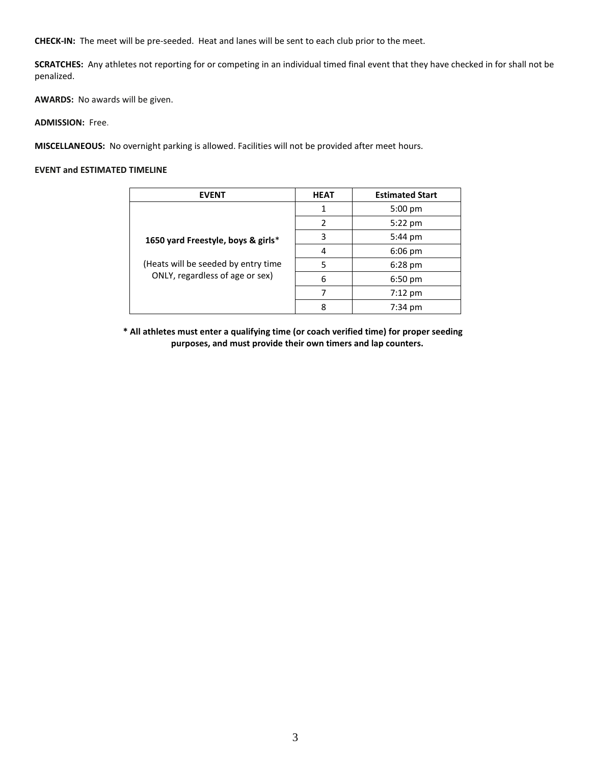**CHECK-IN:** The meet will be pre-seeded. Heat and lanes will be sent to each club prior to the meet.

**SCRATCHES:** Any athletes not reporting for or competing in an individual timed final event that they have checked in for shall not be penalized.

**AWARDS:** No awards will be given.

**ADMISSION:** Free.

**MISCELLANEOUS:** No overnight parking is allowed. Facilities will not be provided after meet hours.

**EVENT and ESTIMATED TIMELINE**

| EVENT | HEAT | Estimated Start |
|---|---|---|
| **1650 yard Freestyle, boys & girls*** (Heats will be seeded by entry time ONLY, regardless of age or sex) | 1 | 5:00 pm |
| | 2 | 5:22 pm |
| | 3 | 5:44 pm |
| | 4 | 6:06 pm |
| | 5 | 6:28 pm |
| | 6 | 6:50 pm |
| | 7 | 7:12 pm |
| | 8 | 7:34 pm |

**\* All athletes must enter a qualifying time (or coach verified time) for proper seeding purposes, and must provide their own timers and lap counters.**